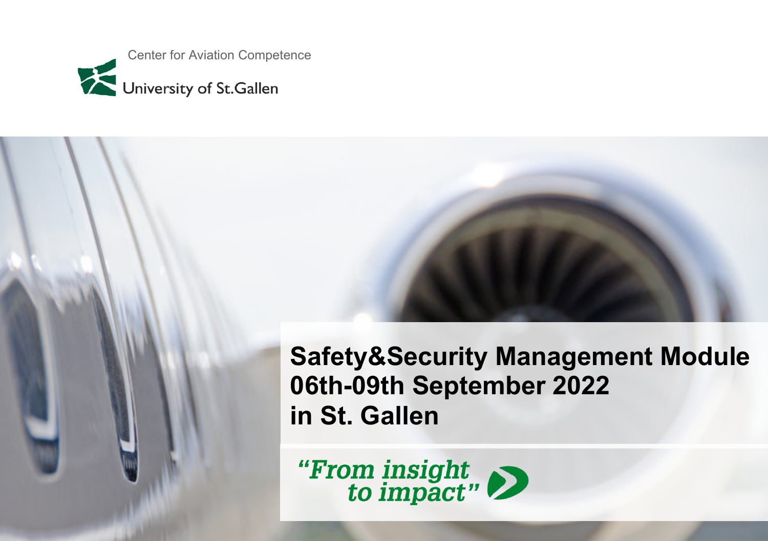Center for Aviation Competence

University of St.Gallen

# Safety&Security Management Module 06th-09th September 2022 in St. Gallen

*"From insight to impact"*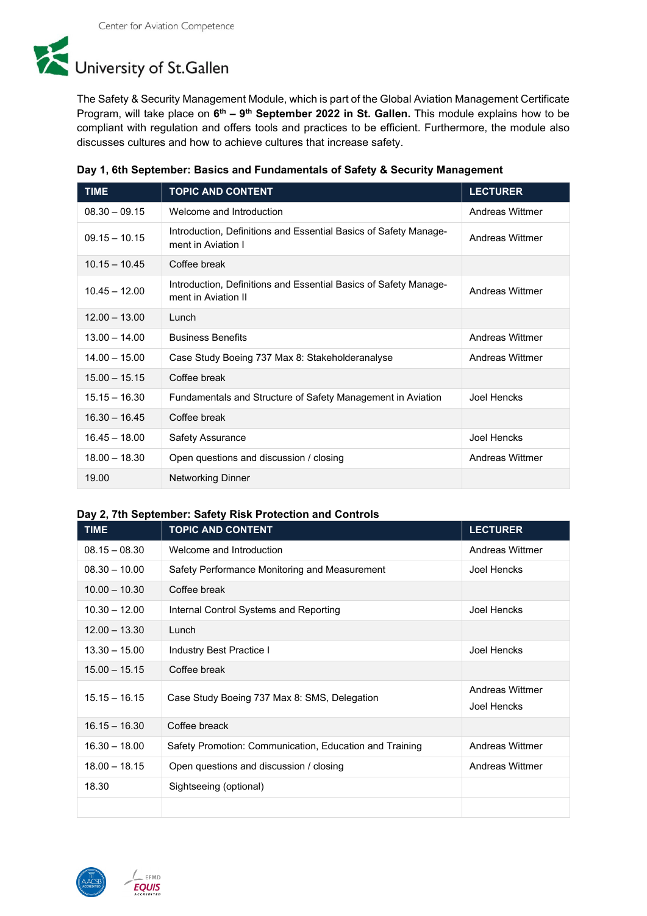Center for Aviation Competence

University of St.Gallen

The Safety & Security Management Module, which is part of the Global Aviation Management Certificate Program, will take place on **6th – 9th September 2022 in St. Gallen.** This module explains how to be compliant with regulation and offers tools and practices to be efficient. Furthermore, the module also discusses cultures and how to achieve cultures that increase safety.

**Day 1, 6th September: Basics and Fundamentals of Safety & Security Management**

| TIME | TOPIC AND CONTENT | LECTURER |
|---|---|---|
| 08.30 – 09.15 | Welcome and Introduction | Andreas Wittmer |
| 09.15 – 10.15 | Introduction, Definitions and Essential Basics of Safety Management in Aviation I | Andreas Wittmer |
| 10.15 – 10.45 | Coffee break | |
| 10.45 – 12.00 | Introduction, Definitions and Essential Basics of Safety Management in Aviation II | Andreas Wittmer |
| 12.00 – 13.00 | Lunch | |
| 13.00 – 14.00 | Business Benefits | Andreas Wittmer |
| 14.00 – 15.00 | Case Study Boeing 737 Max 8: Stakeholderanalyse | Andreas Wittmer |
| 15.00 – 15.15 | Coffee break | |
| 15.15 – 16.30 | Fundamentals and Structure of Safety Management in Aviation | Joel Hencks |
| 16.30 – 16.45 | Coffee break | |
| 16.45 – 18.00 | Safety Assurance | Joel Hencks |
| 18.00 – 18.30 | Open questions and discussion / closing | Andreas Wittmer |
| 19.00 | Networking Dinner | |

**Day 2, 7th September: Safety Risk Protection and Controls**

| TIME | TOPIC AND CONTENT | LECTURER |
|---|---|---|
| 08.15 – 08.30 | Welcome and Introduction | Andreas Wittmer |
| 08.30 – 10.00 | Safety Performance Monitoring and Measurement | Joel Hencks |
| 10.00 – 10.30 | Coffee break | |
| 10.30 – 12.00 | Internal Control Systems and Reporting | Joel Hencks |
| 12.00 – 13.30 | Lunch | |
| 13.30 – 15.00 | Industry Best Practice I | Joel Hencks |
| 15.00 – 15.15 | Coffee break | |
| 15.15 – 16.15 | Case Study Boeing 737 Max 8: SMS, Delegation | Andreas Wittmer<br>Joel Hencks |
| 16.15 – 16.30 | Coffee breack | |
| 16.30 – 18.00 | Safety Promotion: Communication, Education and Training | Andreas Wittmer |
| 18.00 – 18.15 | Open questions and discussion / closing | Andreas Wittmer |
| 18.30 | Sightseeing (optional) | |
| | | |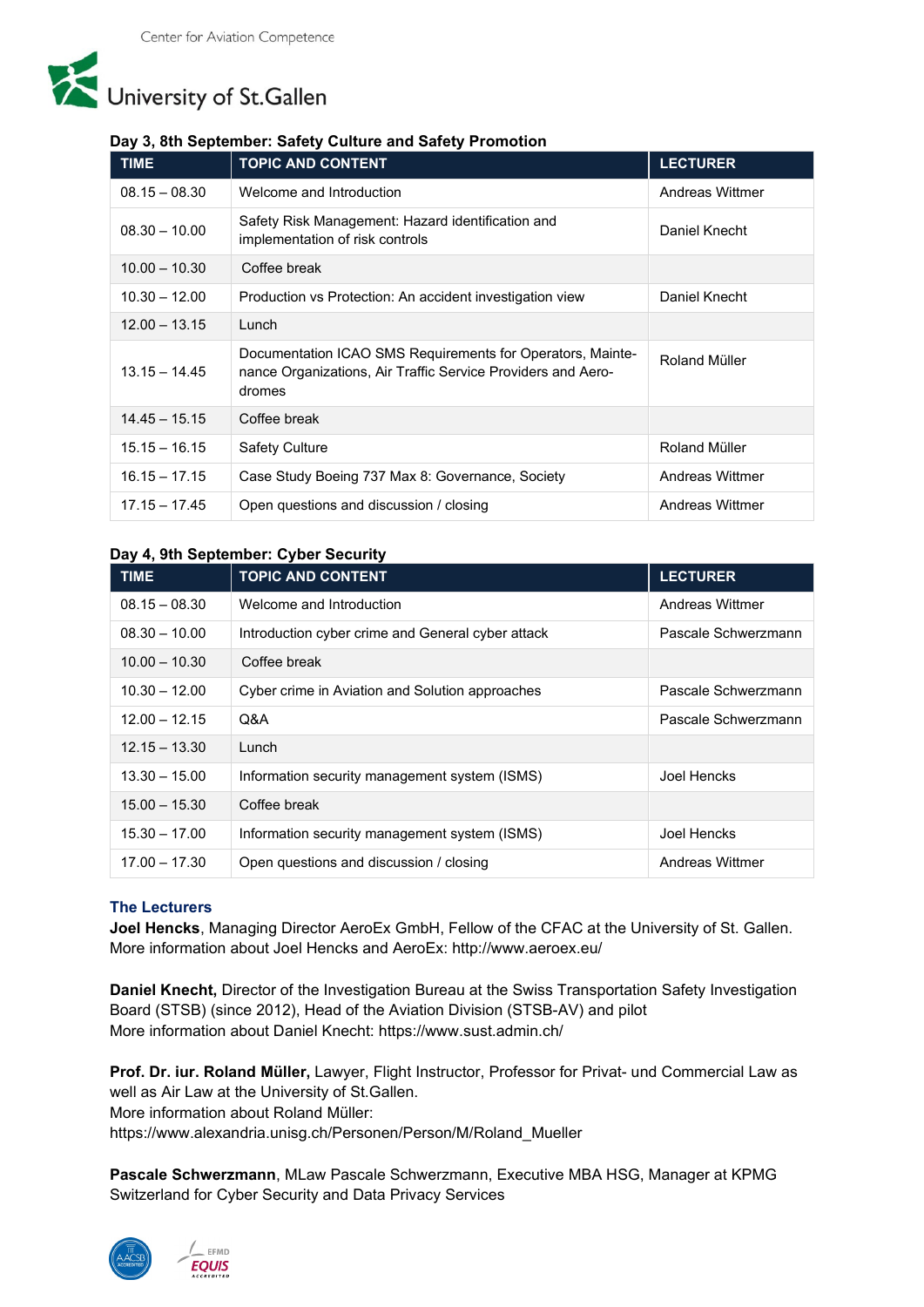### Day 3, 8th September: Safety Culture and Safety Promotion

| TIME | TOPIC AND CONTENT | LECTURER |
|---|---|---|
| 08.15 – 08.30 | Welcome and Introduction | Andreas Wittmer |
| 08.30 – 10.00 | Safety Risk Management: Hazard identification and implementation of risk controls | Daniel Knecht |
| 10.00 – 10.30 | Coffee break | |
| 10.30 – 12.00 | Production vs Protection: An accident investigation view | Daniel Knecht |
| 12.00 – 13.15 | Lunch | |
| 13.15 – 14.45 | Documentation ICAO SMS Requirements for Operators, Maintenance Organizations, Air Traffic Service Providers and Aerodromes | Roland Müller |
| 14.45 – 15.15 | Coffee break | |
| 15.15 – 16.15 | Safety Culture | Roland Müller |
| 16.15 – 17.15 | Case Study Boeing 737 Max 8: Governance, Society | Andreas Wittmer |
| 17.15 – 17.45 | Open questions and discussion / closing | Andreas Wittmer |

### Day 4, 9th September: Cyber Security

| TIME | TOPIC AND CONTENT | LECTURER |
|---|---|---|
| 08.15 – 08.30 | Welcome and Introduction | Andreas Wittmer |
| 08.30 – 10.00 | Introduction cyber crime and General cyber attack | Pascale Schwerzmann |
| 10.00 – 10.30 | Coffee break | |
| 10.30 – 12.00 | Cyber crime in Aviation and Solution approaches | Pascale Schwerzmann |
| 12.00 – 12.15 | Q&A | Pascale Schwerzmann |
| 12.15 – 13.30 | Lunch | |
| 13.30 – 15.00 | Information security management system (ISMS) | Joel Hencks |
| 15.00 – 15.30 | Coffee break | |
| 15.30 – 17.00 | Information security management system (ISMS) | Joel Hencks |
| 17.00 – 17.30 | Open questions and discussion / closing | Andreas Wittmer |

### The Lecturers

**Joel Hencks**, Managing Director AeroEx GmbH, Fellow of the CFAC at the University of St. Gallen.
More information about Joel Hencks and AeroEx: http://www.aeroex.eu/

**Daniel Knecht,** Director of the Investigation Bureau at the Swiss Transportation Safety Investigation Board (STSB) (since 2012), Head of the Aviation Division (STSB-AV) and pilot
More information about Daniel Knecht: https://www.sust.admin.ch/

**Prof. Dr. iur. Roland Müller,** Lawyer, Flight Instructor, Professor for Privat- und Commercial Law as well as Air Law at the University of St.Gallen.
More information about Roland Müller:
https://www.alexandria.unisg.ch/Personen/Person/M/Roland_Mueller

**Pascale Schwerzmann**, MLaw Pascale Schwerzmann, Executive MBA HSG, Manager at KPMG Switzerland for Cyber Security and Data Privacy Services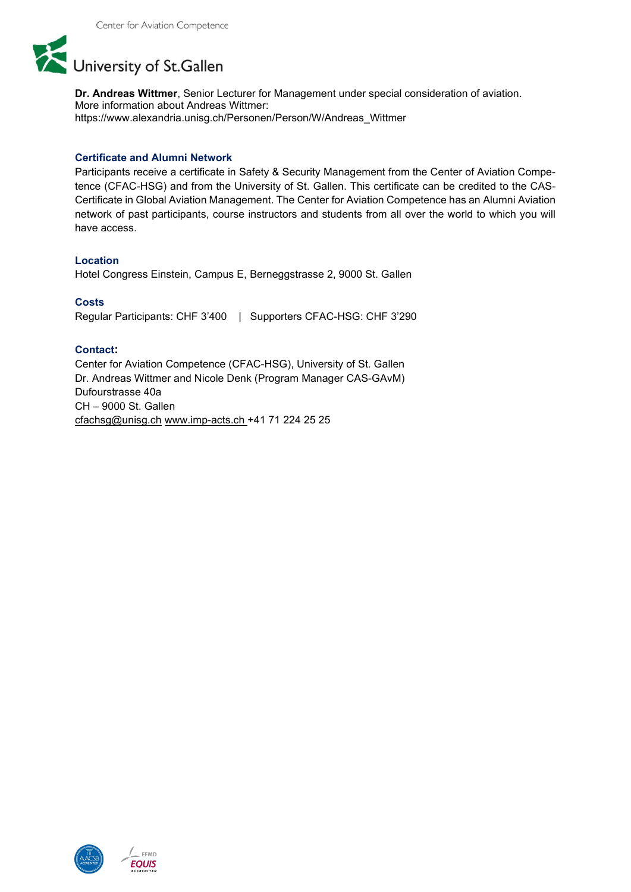**Dr. Andreas Wittmer**, Senior Lecturer for Management under special consideration of aviation.
More information about Andreas Wittmer:
https://www.alexandria.unisg.ch/Personen/Person/W/Andreas_Wittmer

### Certificate and Alumni Network

Participants receive a certificate in Safety & Security Management from the Center of Aviation Competence (CFAC-HSG) and from the University of St. Gallen. This certificate can be credited to the CAS-Certificate in Global Aviation Management. The Center for Aviation Competence has an Alumni Aviation network of past participants, course instructors and students from all over the world to which you will have access.

### Location

Hotel Congress Einstein, Campus E, Berneggstrasse 2, 9000 St. Gallen

### Costs

Regular Participants: CHF 3'400 | Supporters CFAC-HSG: CHF 3'290

### Contact:

Center for Aviation Competence (CFAC-HSG), University of St. Gallen
Dr. Andreas Wittmer and Nicole Denk (Program Manager CAS-GAvM)
Dufourstrasse 40a
CH – 9000 St. Gallen
cfachsg@unisg.ch www.imp-acts.ch +41 71 224 25 25